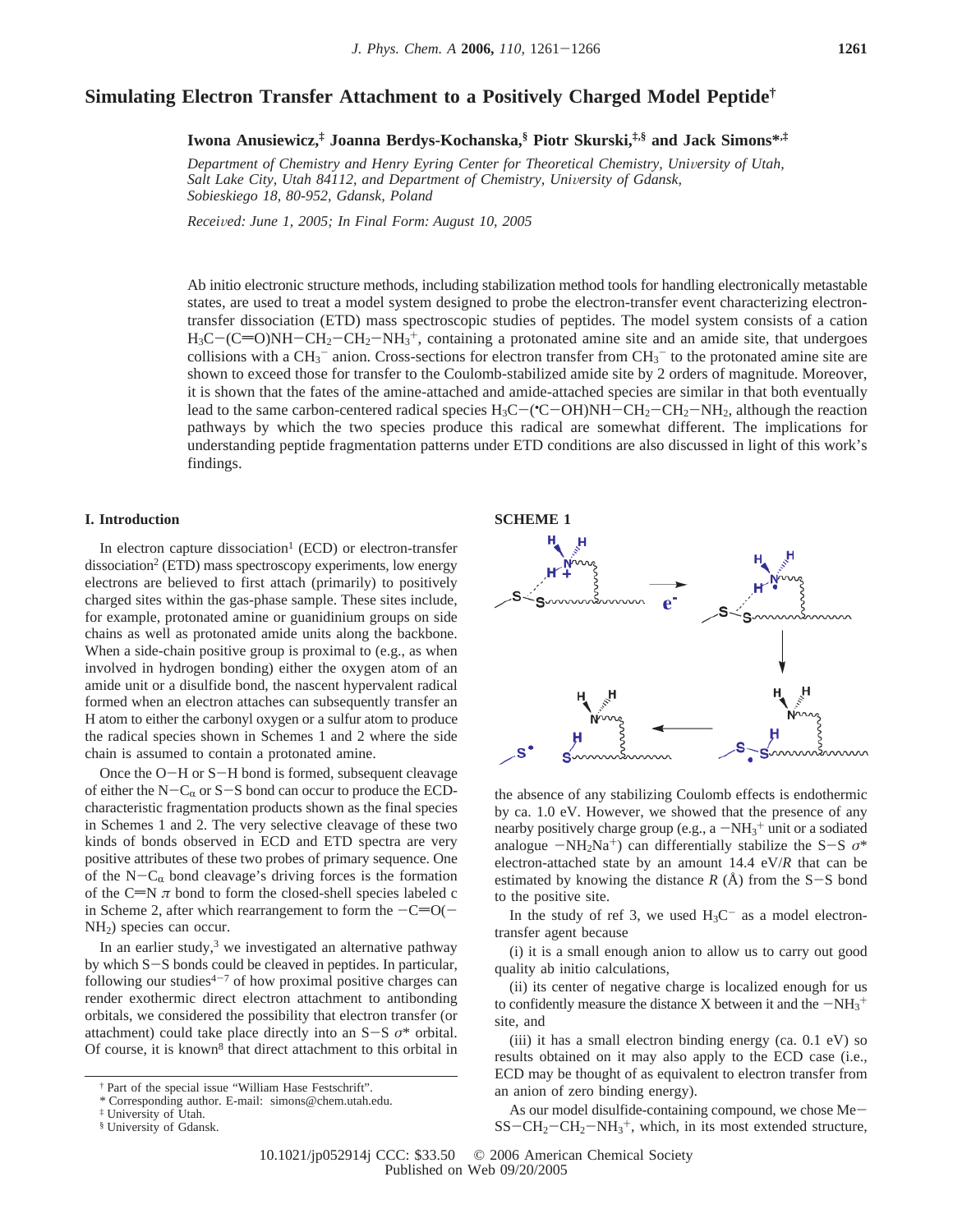# Simulating Electron Transfer Attachment to a Positively Charged Model Peptide[†]

**Iwona Anusiewicz,[‡] Joanna Berdys-Kochanska,[§] Piotr Skurski,[‡,§] and Jack Simons*,[‡]**

*Department of Chemistry and Henry Eyring Center for Theoretical Chemistry, University of Utah, Salt Lake City, Utah 84112, and Department of Chemistry, University of Gdansk, Sobieskiego 18, 80-952, Gdansk, Poland*

*Received: June 1, 2005; In Final Form: August 10, 2005*

Ab initio electronic structure methods, including stabilization method tools for handling electronically metastable states, are used to treat a model system designed to probe the electron-transfer event characterizing electron-transfer dissociation (ETD) mass spectroscopic studies of peptides. The model system consists of a cation $H_3C-(C{=}O)NH-CH_2-CH_2-NH_3^+$, containing a protonated amine site and an amide site, that undergoes collisions with a $CH_3^-$ anion. Cross-sections for electron transfer from $CH_3^-$ to the protonated amine site are shown to exceed those for transfer to the Coulomb-stabilized amide site by 2 orders of magnitude. Moreover, it is shown that the fates of the amine-attached and amide-attached species are similar in that both eventually lead to the same carbon-centered radical species $H_3C-({}^{\bullet}C-OH)NH-CH_2-CH_2-NH_2$, although the reaction pathways by which the two species produce this radical are somewhat different. The implications for understanding peptide fragmentation patterns under ETD conditions are also discussed in light of this work's findings.

## I. Introduction

In electron capture dissociation[1] (ECD) or electron-transfer dissociation[2] (ETD) mass spectroscopy experiments, low energy electrons are believed to first attach (primarily) to positively charged sites within the gas-phase sample. These sites include, for example, protonated amine or guanidinium groups on side chains as well as protonated amide units along the backbone. When a side-chain positive group is proximal to (e.g., as when involved in hydrogen bonding) either the oxygen atom of an amide unit or a disulfide bond, the nascent hypervalent radical formed when an electron attaches can subsequently transfer an H atom to either the carbonyl oxygen or a sulfur atom to produce the radical species shown in Schemes 1 and 2 where the side chain is assumed to contain a protonated amine.

Once the O−H or S−H bond is formed, subsequent cleavage of either the N−$C_\alpha$ or S−S bond can occur to produce the ECD-characteristic fragmentation products shown as the final species in Schemes 1 and 2. The very selective cleavage of these two kinds of bonds observed in ECD and ETD spectra are very positive attributes of these two probes of primary sequence. One of the N−$C_\alpha$ bond cleavage's driving forces is the formation of the C=N $\pi$ bond to form the closed-shell species labeled c in Scheme 2, after which rearrangement to form the −C=O(−$NH_2$) species can occur.

In an earlier study,[3] we investigated an alternative pathway by which S−S bonds could be cleaved in peptides. In particular, following our studies[4−7] of how proximal positive charges can render exothermic direct electron attachment to antibonding orbitals, we considered the possibility that electron transfer (or attachment) could take place directly into an S−S $\sigma$* orbital. Of course, it is known[8] that direct attachment to this orbital in

**SCHEME 1**

the absence of any stabilizing Coulomb effects is endothermic by ca. 1.0 eV. However, we showed that the presence of any nearby positively charge group (e.g., a $-NH_3^+$ unit or a sodiated analogue $-NH_2Na^+$) can differentially stabilize the S−S $\sigma$* electron-attached state by an amount 14.4 eV/$R$ that can be estimated by knowing the distance $R$ (Å) from the S−S bond to the positive site.

In the study of ref 3, we used $H_3C^-$ as a model electron-transfer agent because

(i) it is a small enough anion to allow us to carry out good quality ab initio calculations,

(ii) its center of negative charge is localized enough for us to confidently measure the distance X between it and the $-NH_3^+$ site, and

(iii) it has a small electron binding energy (ca. 0.1 eV) so results obtained on it may also apply to the ECD case (i.e., ECD may be thought of as equivalent to electron transfer from an anion of zero binding energy).

As our model disulfide-containing compound, we chose Me−SS−$CH_2$−$CH_2$−$NH_3^+$, which, in its most extended structure,

[†] Part of the special issue "William Hase Festschrift".

\* Corresponding author. E-mail: simons@chem.utah.edu.

[‡] University of Utah.

[§] University of Gdansk.

10.1021/jp052914j CCC: $33.50 © 2006 American Chemical Society
Published on Web 09/20/2005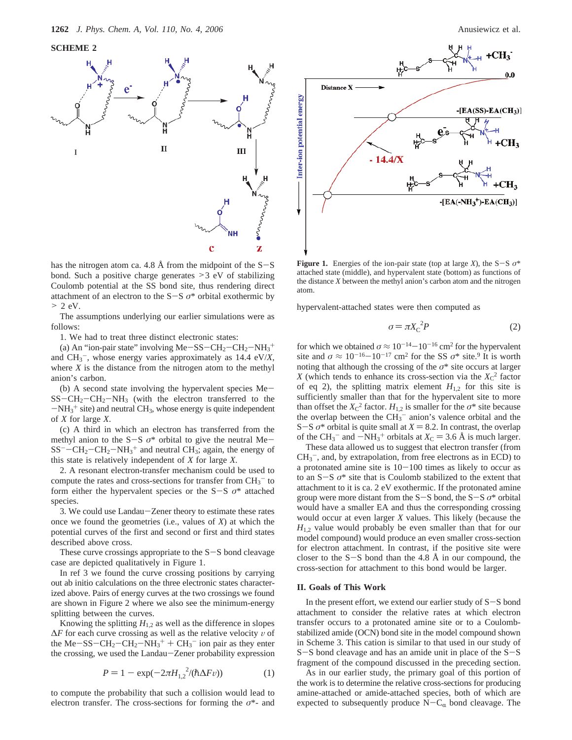**SCHEME 2**

has the nitrogen atom ca. 4.8 Å from the midpoint of the S−S bond. Such a positive charge generates >3 eV of stabilizing Coulomb potential at the SS bond site, thus rendering direct attachment of an electron to the S−S $\sigma^*$ orbital exothermic by > 2 eV.

The assumptions underlying our earlier simulations were as follows:

1. We had to treat three distinct electronic states:

(a) An "ion-pair state" involving Me−SS−$CH_2$−$CH_2$−$NH_3^+$ and $CH_3^-$, whose energy varies approximately as 14.4 eV/$X$, where $X$ is the distance from the nitrogen atom to the methyl anion's carbon.

(b) A second state involving the hypervalent species Me−SS−$CH_2$−$CH_2$−$NH_3$ (with the electron transferred to the −$NH_3^+$ site) and neutral $CH_3$, whose energy is quite independent of $X$ for large $X$.

(c) A third in which an electron has transferred from the methyl anion to the S−S $\sigma^*$ orbital to give the neutral Me−$SS^-$−$CH_2$−$CH_2$−$NH_3^+$ and neutral $CH_3$; again, the energy of this state is relatively independent of $X$ for large $X$.

2. A resonant electron-transfer mechanism could be used to compute the rates and cross-sections for transfer from $CH_3^-$ to form either the hypervalent species or the S−S $\sigma^*$ attached species.

3. We could use Landau−Zener theory to estimate these rates once we found the geometries (i.e., values of $X$) at which the potential curves of the first and second or first and third states described above cross.

These curve crossings appropriate to the S−S bond cleavage case are depicted qualitatively in Figure 1.

In ref 3 we found the curve crossing positions by carrying out ab initio calculations on the three electronic states characterized above. Pairs of energy curves at the two crossings we found are shown in Figure 2 where we also see the minimum-energy splitting between the curves.

Knowing the splitting $H_{1,2}$ as well as the difference in slopes $\Delta F$ for each curve crossing as well as the relative velocity $v$ of the Me−SS−$CH_2$−$CH_2$−$NH_3^+$ + $CH_3^-$ ion pair as they enter the crossing, we used the Landau−Zener probability expression

$$P = 1 - \exp(-2\pi H_{1,2}^{\ 2}/(\hbar \Delta F v)) \tag{1}$$

to compute the probability that such a collision would lead to electron transfer. The cross-sections for forming the $\sigma^*$- and

**Figure 1.** Energies of the ion-pair state (top at large $X$), the S−S $\sigma^*$ attached state (middle), and hypervalent state (bottom) as functions of the distance $X$ between the methyl anion's carbon atom and the nitrogen atom.

hypervalent-attached states were then computed as

$$\sigma = \pi X_C^{\ 2} P \tag{2}$$

for which we obtained $\sigma \approx 10^{-14}$−$10^{-16}$ cm$^2$ for the hypervalent site and $\sigma \approx 10^{-16}$−$10^{-17}$ cm$^2$ for the SS $\sigma^*$ site.[9] It is worth noting that although the crossing of the $\sigma^*$ site occurs at larger $X$ (which tends to enhance its cross-section via the $X_C^2$ factor of eq 2), the splitting matrix element $H_{1,2}$ for this site is sufficiently smaller than that for the hypervalent site to more than offset the $X_C^2$ factor. $H_{1,2}$ is smaller for the $\sigma^*$ site because the overlap between the $CH_3^-$ anion's valence orbital and the S−S $\sigma^*$ orbital is quite small at $X$ = 8.2. In contrast, the overlap of the $CH_3^-$ and −$NH_3^+$ orbitals at $X_C$ = 3.6 Å is much larger.

These data allowed us to suggest that electron transfer (from $CH_3^-$, and, by extrapolation, from free electrons as in ECD) to a protonated amine site is 10−100 times as likely to occur as to an S−S $\sigma^*$ site that is Coulomb stabilized to the extent that attachment to it is ca. 2 eV exothermic. If the protonated amine group were more distant from the S−S bond, the S−S $\sigma^*$ orbital would have a smaller EA and thus the corresponding crossing would occur at even larger $X$ values. This likely (because the $H_{1,2}$ value would probably be even smaller than that for our model compound) would produce an even smaller cross-section for electron attachment. In contrast, if the positive site were closer to the S−S bond than the 4.8 Å in our compound, the cross-section for attachment to this bond would be larger.

## II. Goals of This Work

In the present effort, we extend our earlier study of S−S bond attachment to consider the relative rates at which electron transfer occurs to a protonated amine site or to a Coulomb-stabilized amide (OCN) bond site in the model compound shown in Scheme 3. This cation is similar to that used in our study of S−S bond cleavage and has an amide unit in place of the S−S fragment of the compound discussed in the preceding section.

As in our earlier study, the primary goal of this portion of the work is to determine the relative cross-sections for producing amine-attached or amide-attached species, both of which are expected to subsequently produce N−$C_\alpha$ bond cleavage. The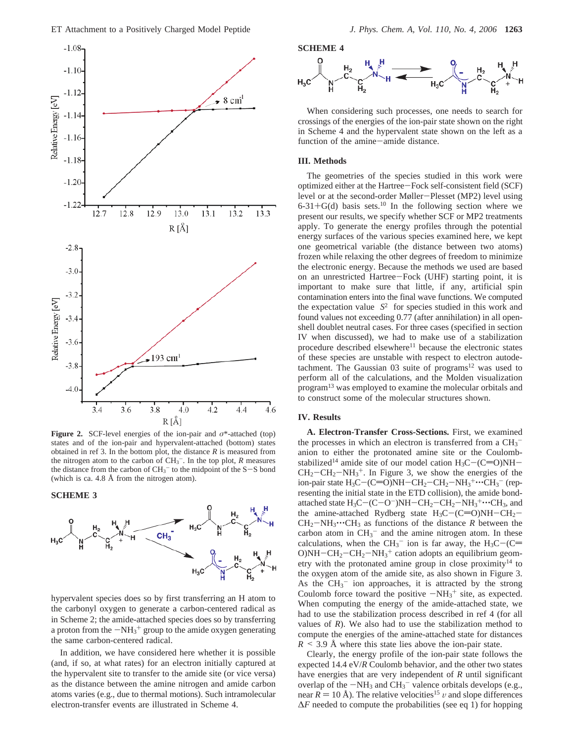**Figure 2.** SCF-level energies of the ion-pair and σ*-attached (top) states and of the ion-pair and hypervalent-attached (bottom) states obtained in ref 3. In the bottom plot, the distance $R$ is measured from the nitrogen atom to the carbon of $CH_3^-$. In the top plot, $R$ measures the distance from the carbon of $CH_3^-$ to the midpoint of the S−S bond (which is ca. 4.8 Å from the nitrogen atom).

**SCHEME 3**

hypervalent species does so by first transferring an H atom to the carbonyl oxygen to generate a carbon-centered radical as in Scheme 2; the amide-attached species does so by transferring a proton from the $-NH_3^+$ group to the amide oxygen generating the same carbon-centered radical.

In addition, we have considered here whether it is possible (and, if so, at what rates) for an electron initially captured at the hypervalent site to transfer to the amide site (or vice versa) as the distance between the amine nitrogen and amide carbon atoms varies (e.g., due to thermal motions). Such intramolecular electron-transfer events are illustrated in Scheme 4.

**SCHEME 4**

When considering such processes, one needs to search for crossings of the energies of the ion-pair state shown on the right in Scheme 4 and the hypervalent state shown on the left as a function of the amine−amide distance.

## III. Methods

The geometries of the species studied in this work were optimized either at the Hartree−Fock self-consistent field (SCF) level or at the second-order Møller−Plesset (MP2) level using 6-31+G(d) basis sets.[10] In the following section where we present our results, we specify whether SCF or MP2 treatments apply. To generate the energy profiles through the potential energy surfaces of the various species examined here, we kept one geometrical variable (the distance between two atoms) frozen while relaxing the other degrees of freedom to minimize the electronic energy. Because the methods we used are based on an unrestricted Hartree−Fock (UHF) starting point, it is important to make sure that little, if any, artificial spin contamination enters into the final wave functions. We computed the expectation value $\langle S^2\rangle$ for species studied in this work and found values not exceeding 0.77 (after annihilation) in all open-shell doublet neutral cases. For three cases (specified in section IV when discussed), we had to make use of a stabilization procedure described elsewhere[11] because the electronic states of these species are unstable with respect to electron autodetachment. The Gaussian 03 suite of programs[12] was used to perform all of the calculations, and the Molden visualization program[13] was employed to examine the molecular orbitals and to construct some of the molecular structures shown.

## IV. Results

**A. Electron-Transfer Cross-Sections.** First, we examined the processes in which an electron is transferred from a $CH_3^-$ anion to either the protonated amine site or the Coulomb-stabilized[14] amide site of our model cation $H_3C-(C{=}O)NH-CH_2-CH_2-NH_3^+$. In Figure 3, we show the energies of the ion-pair state $H_3C-(C{=}O)NH-CH_2-CH_2-NH_3^+\cdots CH_3^-$ (representing the initial state in the ETD collision), the amide bond-attached state $H_3C-(C-O^-)NH-CH_2-CH_2-NH_3^+\cdots CH_3$, and the amine-attached Rydberg state $H_3C-(C{=}O)NH-CH_2-CH_2-NH_3\cdots CH_3$ as functions of the distance $R$ between the carbon atom in $CH_3^-$ and the amine nitrogen atom. In these calculations, when the $CH_3^-$ ion is far away, the $H_3C-(C{=}O)NH-CH_2-CH_2-NH_3^+$ cation adopts an equilibrium geometry with the protonated amine group in close proximity[14] to the oxygen atom of the amide site, as also shown in Figure 3. As the $CH_3^-$ ion approaches, it is attracted by the strong Coulomb force toward the positive $-NH_3^+$ site, as expected. When computing the energy of the amide-attached state, we had to use the stabilization process described in ref 4 (for all values of $R$). We also had to use the stabilization method to compute the energies of the amine-attached state for distances $R$ < 3.9 Å where this state lies above the ion-pair state.

Clearly, the energy profile of the ion-pair state follows the expected 14.4 eV/$R$ Coulomb behavior, and the other two states have energies that are very independent of $R$ until significant overlap of the $-NH_3$ and $CH_3^-$ valence orbitals develops (e.g., near $R$ = 10 Å). The relative velocities[15] $v$ and slope differences $\Delta F$ needed to compute the probabilities (see eq 1) for hopping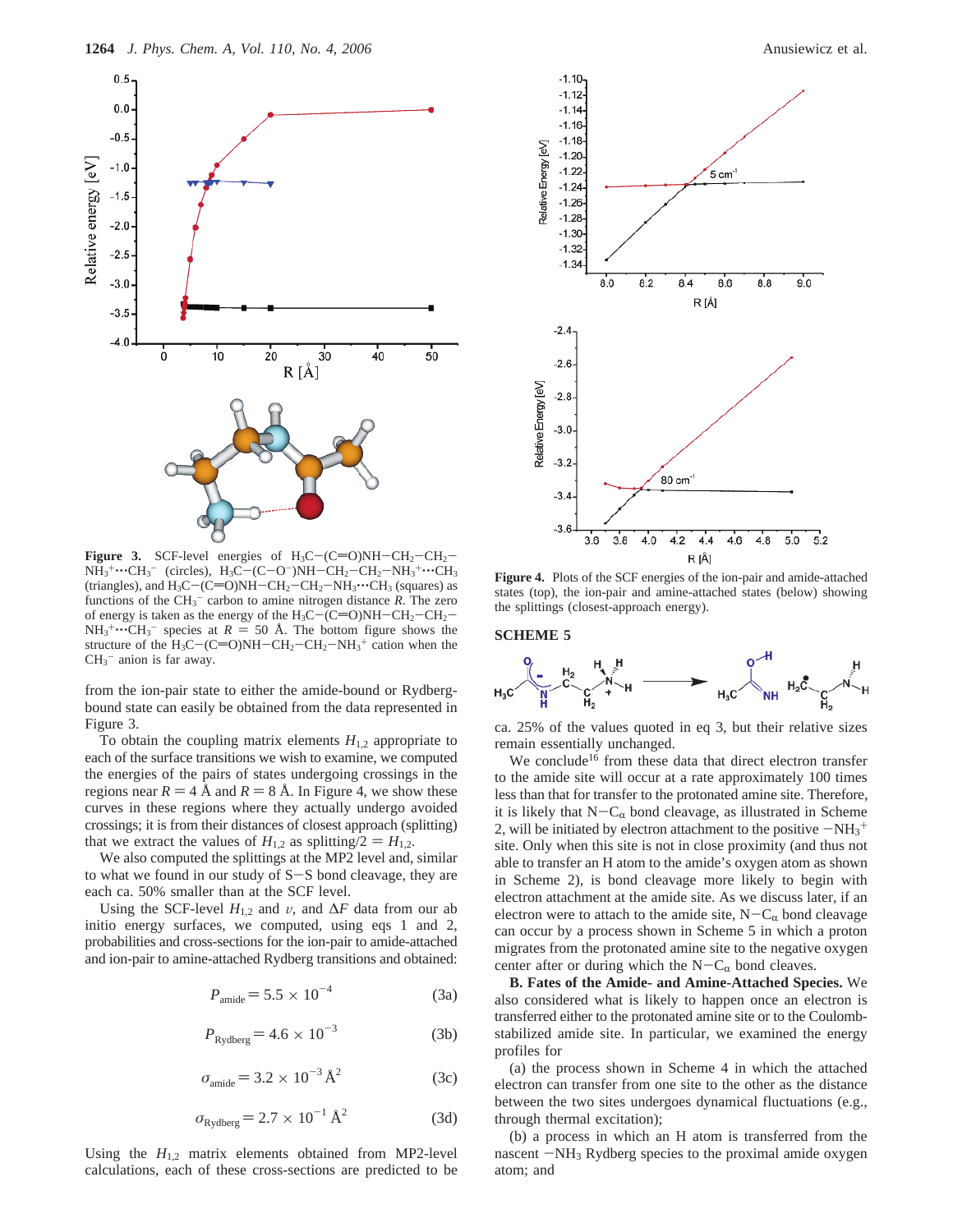**Figure 3.** SCF-level energies of $H_3C-(C{=}O)NH-CH_2-CH_2-NH_3^+\cdots CH_3^-$ (circles), $H_3C-(C-O^-)NH-CH_2-CH_2-NH_3^+\cdots CH_3$ (triangles), and $H_3C-(C{=}O)NH-CH_2-CH_2-NH_3\cdots CH_3$ (squares) as functions of the $CH_3^-$ carbon to amine nitrogen distance $R$. The zero of energy is taken as the energy of the $H_3C-(C{=}O)NH-CH_2-CH_2-NH_3^+\cdots CH_3^-$ species at $R$ = 50 Å. The bottom figure shows the structure of the $H_3C-(C{=}O)NH-CH_2-CH_2-NH_3^+$ cation when the $CH_3^-$ anion is far away.

from the ion-pair state to either the amide-bound or Rydberg-bound state can easily be obtained from the data represented in Figure 3.

To obtain the coupling matrix elements $H_{1,2}$ appropriate to each of the surface transitions we wish to examine, we computed the energies of the pairs of states undergoing crossings in the regions near $R$ = 4 Å and $R$ = 8 Å. In Figure 4, we show these curves in these regions where they actually undergo avoided crossings; it is from their distances of closest approach (splitting) that we extract the values of $H_{1,2}$ as splitting/2 = $H_{1,2}$.

We also computed the splittings at the MP2 level and, similar to what we found in our study of S−S bond cleavage, they are each ca. 50% smaller than at the SCF level.

Using the SCF-level $H_{1,2}$ and $v$, and $\Delta F$ data from our ab initio energy surfaces, we computed, using eqs 1 and 2, probabilities and cross-sections for the ion-pair to amide-attached and ion-pair to amine-attached Rydberg transitions and obtained:

$$P_{\rm amide} = 5.5 \times 10^{-4} \tag{3a}$$

$$P_{\rm Rydberg} = 4.6 \times 10^{-3} \tag{3b}$$

$$\sigma_{\rm amide} = 3.2 \times 10^{-3}\ \text{Å}^2 \tag{3c}$$

$$\sigma_{\rm Rydberg} = 2.7 \times 10^{-1}\ \text{Å}^2 \tag{3d}$$

Using the $H_{1,2}$ matrix elements obtained from MP2-level calculations, each of these cross-sections are predicted to be ca. 25% of the values quoted in eq 3, but their relative sizes remain essentially unchanged.

**Figure 4.** Plots of the SCF energies of the ion-pair and amide-attached states (top), the ion-pair and amine-attached states (below) showing the splittings (closest-approach energy).

**SCHEME 5**

We conclude[16] from these data that direct electron transfer to the amide site will occur at a rate approximately 100 times less than that for transfer to the protonated amine site. Therefore, it is likely that N−$C_\alpha$ bond cleavage, as illustrated in Scheme 2, will be initiated by electron attachment to the positive $-NH_3^+$ site. Only when this site is not in close proximity (and thus not able to transfer an H atom to the amide's oxygen atom as shown in Scheme 2), is bond cleavage more likely to begin with electron attachment at the amide site. As we discuss later, if an electron were to attach to the amide site, N−$C_\alpha$ bond cleavage can occur by a process shown in Scheme 5 in which a proton migrates from the protonated amine site to the negative oxygen center after or during which the N−$C_\alpha$ bond cleaves.

**B. Fates of the Amide- and Amine-Attached Species.** We also considered what is likely to happen once an electron is transferred either to the protonated amine site or to the Coulomb-stabilized amide site. In particular, we examined the energy profiles for

(a) the process shown in Scheme 4 in which the attached electron can transfer from one site to the other as the distance between the two sites undergoes dynamical fluctuations (e.g., through thermal excitation);

(b) a process in which an H atom is transferred from the nascent $-NH_3$ Rydberg species to the proximal amide oxygen atom; and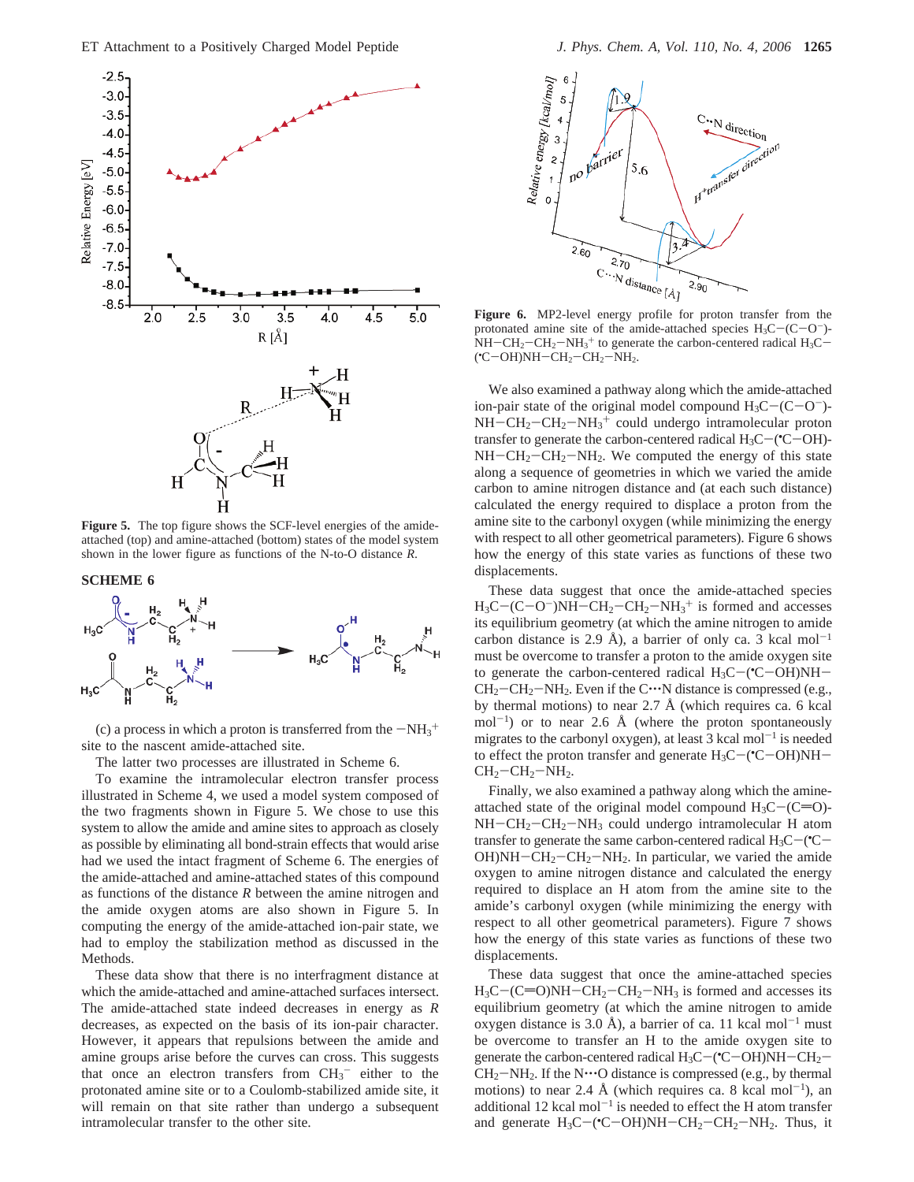**Figure 5.** The top figure shows the SCF-level energies of the amide-attached (top) and amine-attached (bottom) states of the model system shown in the lower figure as functions of the N-to-O distance *R*.

**SCHEME 6**

(c) a process in which a proton is transferred from the $-NH_3^+$ site to the nascent amide-attached site.

The latter two processes are illustrated in Scheme 6.

To examine the intramolecular electron transfer process illustrated in Scheme 4, we used a model system composed of the two fragments shown in Figure 5. We chose to use this system to allow the amide and amine sites to approach as closely as possible by eliminating all bond-strain effects that would arise had we used the intact fragment of Scheme 6. The energies of the amide-attached and amine-attached states of this compound as functions of the distance *R* between the amine nitrogen and the amide oxygen atoms are also shown in Figure 5. In computing the energy of the amide-attached ion-pair state, we had to employ the stabilization method as discussed in the Methods.

These data show that there is no interfragment distance at which the amide-attached and amine-attached surfaces intersect. The amide-attached state indeed decreases in energy as *R* decreases, as expected on the basis of its ion-pair character. However, it appears that repulsions between the amide and amine groups arise before the curves can cross. This suggests that once an electron transfers from $CH_3^-$ either to the protonated amine site or to a Coulomb-stabilized amide site, it will remain on that site rather than undergo a subsequent intramolecular transfer to the other site.

**Figure 6.** MP2-level energy profile for proton transfer from the protonated amine site of the amide-attached species $H_3C-(C-O^-)-NH-CH_2-CH_2-NH_3^+$ to generate the carbon-centered radical $H_3C-({}^{\bullet}C-OH)NH-CH_2-CH_2-NH_2$.

We also examined a pathway along which the amide-attached ion-pair state of the original model compound $H_3C-(C-O^-)-NH-CH_2-CH_2-NH_3^+$ could undergo intramolecular proton transfer to generate the carbon-centered radical $H_3C-({}^{\bullet}C-OH)-NH-CH_2-CH_2-NH_2$. We computed the energy of this state along a sequence of geometries in which we varied the amide carbon to amine nitrogen distance and (at each such distance) calculated the energy required to displace a proton from the amine site to the carbonyl oxygen (while minimizing the energy with respect to all other geometrical parameters). Figure 6 shows how the energy of this state varies as functions of these two displacements.

These data suggest that once the amide-attached species $H_3C-(C-O^-)NH-CH_2-CH_2-NH_3^+$ is formed and accesses its equilibrium geometry (at which the amine nitrogen to amide carbon distance is 2.9 Å), a barrier of only ca. 3 kcal mol$^{-1}$ must be overcome to transfer a proton to the amide oxygen site to generate the carbon-centered radical $H_3C-({}^{\bullet}C-OH)NH-CH_2-CH_2-NH_2$. Even if the C$\cdots$N distance is compressed (e.g., by thermal motions) to near 2.7 Å (which requires ca. 6 kcal mol$^{-1}$) or to near 2.6 Å (where the proton spontaneously migrates to the carbonyl oxygen), at least 3 kcal mol$^{-1}$ is needed to effect the proton transfer and generate $H_3C-({}^{\bullet}C-OH)NH-CH_2-CH_2-NH_2$.

Finally, we also examined a pathway along which the amine-attached state of the original model compound $H_3C-(C{=}O)-NH-CH_2-CH_2-NH_3$ could undergo intramolecular H atom transfer to generate the same carbon-centered radical $H_3C-({}^{\bullet}C-OH)NH-CH_2-CH_2-NH_2$. In particular, we varied the amide oxygen to amine nitrogen distance and calculated the energy required to displace an H atom from the amine site to the amide's carbonyl oxygen (while minimizing the energy with respect to all other geometrical parameters). Figure 7 shows how the energy of this state varies as functions of these two displacements.

These data suggest that once the amine-attached species $H_3C-(C{=}O)NH-CH_2-CH_2-NH_3$ is formed and accesses its equilibrium geometry (at which the amine nitrogen to amide oxygen distance is 3.0 Å), a barrier of ca. 11 kcal mol$^{-1}$ must be overcome to transfer an H to the amide oxygen site to generate the carbon-centered radical $H_3C-({}^{\bullet}C-OH)NH-CH_2-CH_2-NH_2$. If the N$\cdots$O distance is compressed (e.g., by thermal motions) to near 2.4 Å (which requires ca. 8 kcal mol$^{-1}$), an additional 12 kcal mol$^{-1}$ is needed to effect the H atom transfer and generate $H_3C-({}^{\bullet}C-OH)NH-CH_2-CH_2-NH_2$. Thus, it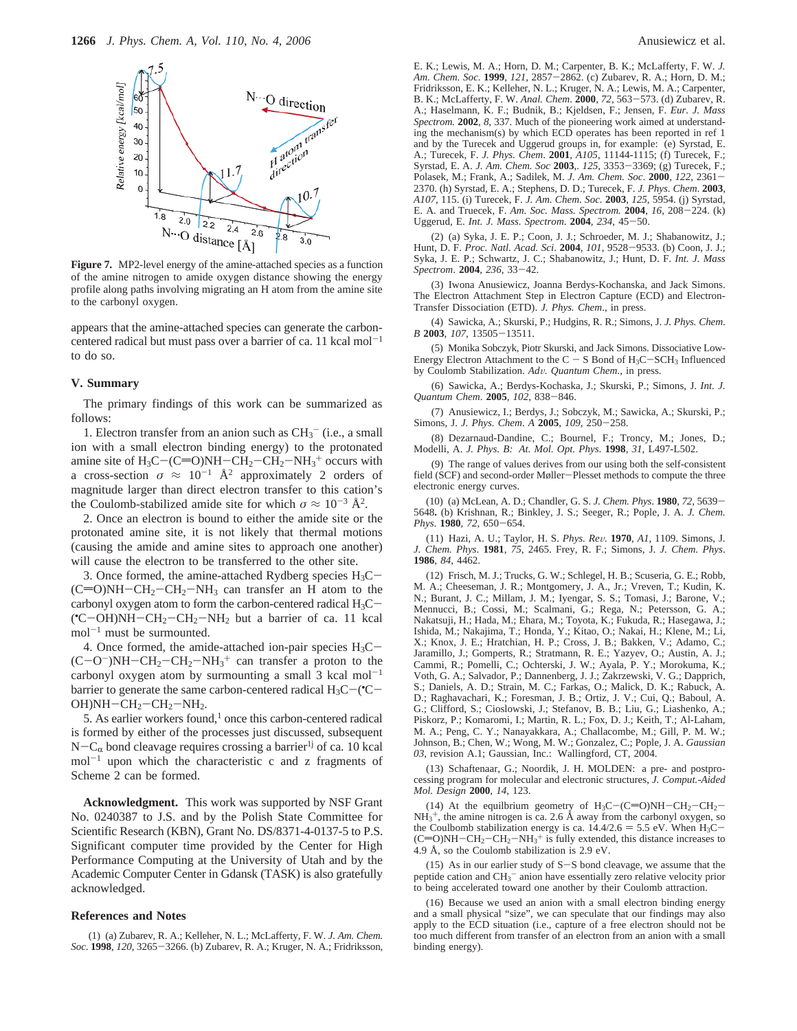7.5

60

50

40

30

20

10

0

Relative energy [kcal/mol]

N···O direction

H atom transfer direction

11.7

10.7

1.8 2.0 2.2 2.4 2.6 2.8 3.0

N···O distance [Å]

**Figure 7.** MP2-level energy of the amine-attached species as a function of the amine nitrogen to amide oxygen distance showing the energy profile along paths involving migrating an H atom from the amine site to the carbonyl oxygen.

appears that the amine-attached species can generate the carbon-centered radical but must pass over a barrier of ca. 11 kcal mol$^{-1}$ to do so.

## V. Summary

The primary findings of this work can be summarized as follows:

1. Electron transfer from an anion such as $CH_3^-$ (i.e., a small ion with a small electron binding energy) to the protonated amine site of $H_3C-(C{=}O)NH-CH_2-CH_2-NH_3^+$ occurs with a cross-section $\sigma \approx 10^{-1}$ Å$^2$ approximately 2 orders of magnitude larger than direct electron transfer to this cation's the Coulomb-stabilized amide site for which $\sigma \approx 10^{-3}$ Å$^2$.

2. Once an electron is bound to either the amide site or the protonated amine site, it is not likely that thermal motions (causing the amide and amine sites to approach one another) will cause the electron to be transferred to the other site.

3. Once formed, the amine-attached Rydberg species $H_3C-(C{=}O)NH-CH_2-CH_2-NH_3$ can transfer an H atom to the carbonyl oxygen atom to form the carbon-centered radical $H_3C-({}^{\bullet}C-OH)NH-CH_2-CH_2-NH_2$ but a barrier of ca. 11 kcal mol$^{-1}$ must be surmounted.

4. Once formed, the amide-attached ion-pair species $H_3C-(C-O^-)NH-CH_2-CH_2-NH_3^+$ can transfer a proton to the carbonyl oxygen atom by surmounting a small 3 kcal mol$^{-1}$ barrier to generate the same carbon-centered radical $H_3C-({}^{\bullet}C-OH)NH-CH_2-CH_2-NH_2$.

5. As earlier workers found,[1] once this carbon-centered radical is formed by either of the processes just discussed, subsequent $N-C_\alpha$ bond cleavage requires crossing a barrier[1j] of ca. 10 kcal mol$^{-1}$ upon which the characteristic c and z fragments of Scheme 2 can be formed.

**Acknowledgment.** This work was supported by NSF Grant No. 0240387 to J.S. and by the Polish State Committee for Scientific Research (KBN), Grant No. DS/8371-4-0137-5 to P.S. Significant computer time provided by the Center for High Performance Computing at the University of Utah and by the Academic Computer Center in Gdansk (TASK) is also gratefully acknowledged.

## References and Notes

(1) (a) Zubarev, R. A.; Kelleher, N. L.; McLafferty, F. W. *J. Am. Chem. Soc.* **1998**, *120*, 3265–3266. (b) Zubarev, R. A.; Kruger, N. A.; Fridriksson, E. K.; Lewis, M. A.; Horn, D. M.; Carpenter, B. K.; McLafferty, F. W. *J. Am. Chem. Soc.* **1999**, *121*, 2857–2862. (c) Zubarev, R. A.; Horn, D. M.; Fridriksson, E. K.; Kelleher, N. L.; Kruger, N. A.; Lewis, M. A.; Carpenter, B. K.; McLafferty, F. W. *Anal. Chem.* **2000**, *72*, 563–573. (d) Zubarev, R. A.; Haselmann, K. F.; Budnik, B.; Kjeldsen, F.; Jensen, F. *Eur. J. Mass Spectrom.* **2002**, *8*, 337. Much of the pioneering work aimed at understanding the mechanism(s) by which ECD operates has been reported in ref 1 and by the Turecek and Uggerud groups in, for example: (e) Syrstad, E. A.; Turecek, F. *J. Phys. Chem.* **2001**, *A105*, 11144-1115; (f) Turecek, F.; Syrstad, E. A. *J. Am. Chem. Soc* **2003**,. *125*, 3353–3369; (g) Turecek, F.; Polasek, M.; Frank, A.; Sadilek, M. *J. Am. Chem. Soc.* **2000**, *122*, 2361–2370. (h) Syrstad, E. A.; Stephens, D. D.; Turecek, F. *J. Phys. Chem.* **2003**, *A107*, 115. (i) Turecek, F. *J. Am. Chem. Soc.* **2003**, *125*, 5954. (j) Syrstad, E. A. and Truecek, F. *Am. Soc. Mass. Spectrom.* **2004**, *16*, 208–224. (k) Uggerud, E. *Int. J. Mass. Spectrom.* **2004**, *234*, 45–50.

(2) (a) Syka, J. E. P.; Coon, J. J.; Schroeder, M. J.; Shabanowitz, J.; Hunt, D. F. *Proc. Natl. Acad. Sci.* **2004**, *101*, 9528–9533. (b) Coon, J. J.; Syka, J. E. P.; Schwartz, J. C.; Shabanowitz, J.; Hunt, D. F. *Int. J. Mass Spectrom.* **2004**, *236*, 33–42.

(3) Iwona Anusiewicz, Joanna Berdys-Kochanska, and Jack Simons. The Electron Attachment Step in Electron Capture (ECD) and Electron-Transfer Dissociation (ETD). *J. Phys. Chem*., in press.

(4) Sawicka, A.; Skurski, P.; Hudgins, R. R.; Simons, J. *J. Phys. Chem. B* **2003**, *107*, 13505–13511.

(5) Monika Sobczyk, Piotr Skurski, and Jack Simons. Dissociative Low-Energy Electron Attachment to the C – S Bond of $H_3C-SCH_3$ Influenced by Coulomb Stabilization. *Adv. Quantum Chem*., in press.

(6) Sawicka, A.; Berdys-Kochaska, J.; Skurski, P.; Simons, J. *Int. J. Quantum Chem.* **2005**, *102*, 838–846.

(7) Anusiewicz, I.; Berdys, J.; Sobczyk, M.; Sawicka, A.; Skurski, P.; Simons, J. *J. Phys. Chem. A* **2005**, *109*, 250–258.

(8) Dezarnaud-Dandine, C.; Bournel, F.; Troncy, M.; Jones, D.; Modelli, A. *J. Phys. B: At. Mol. Opt. Phys.* **1998**, *31*, L497-L502.

(9) The range of values derives from our using both the self-consistent field (SCF) and second-order Møller–Plesset methods to compute the three electronic energy curves.

(10) (a) McLean, A. D.; Chandler, G. S. *J. Chem. Phys.* **1980**, *72*, 5639–5648**.** (b) Krishnan, R.; Binkley, J. S.; Seeger, R.; Pople, J. A. *J. Chem. Phys.* **1980**, *72*, 650–654.

(11) Hazi, A. U.; Taylor, H. S. *Phys. Rev.* **1970**, *A1*, 1109. Simons, J. *J. Chem. Phys.* **1981**, *75*, 2465. Frey, R. F.; Simons, J. *J. Chem. Phys.* **1986**, *84*, 4462.

(12) Frisch, M. J.; Trucks, G. W.; Schlegel, H. B.; Scuseria, G. E.; Robb, M. A.; Cheeseman, J. R.; Montgomery, J. A., Jr.; Vreven, T.; Kudin, K. N.; Burant, J. C.; Millam, J. M.; Iyengar, S. S.; Tomasi, J.; Barone, V.; Mennucci, B.; Cossi, M.; Scalmani, G.; Rega, N.; Petersson, G. A.; Nakatsuji, H.; Hada, M.; Ehara, M.; Toyota, K.; Fukuda, R.; Hasegawa, J.; Ishida, M.; Nakajima, T.; Honda, Y.; Kitao, O.; Nakai, H.; Klene, M.; Li, X.; Knox, J. E.; Hratchian, H. P.; Cross, J. B.; Bakken, V.; Adamo, C.; Jaramillo, J.; Gomperts, R.; Stratmann, R. E.; Yazyev, O.; Austin, A. J.; Cammi, R.; Pomelli, C.; Ochterski, J. W.; Ayala, P. Y.; Morokuma, K.; Voth, G. A.; Salvador, P.; Dannenberg, J. J.; Zakrzewski, V. G.; Dapprich, S.; Daniels, A. D.; Strain, M. C.; Farkas, O.; Malick, D. K.; Rabuck, A. D.; Raghavachari, K.; Foresman, J. B.; Ortiz, J. V.; Cui, Q.; Baboul, A. G.; Clifford, S.; Cioslowski, J.; Stefanov, B. B.; Liu, G.; Liashenko, A.; Piskorz, P.; Komaromi, I.; Martin, R. L.; Fox, D. J.; Keith, T.; Al-Laham, M. A.; Peng, C. Y.; Nanayakkara, A.; Challacombe, M.; Gill, P. M. W.; Johnson, B.; Chen, W.; Wong, M. W.; Gonzalez, C.; Pople, J. A. *Gaussian 03*, revision A.1; Gaussian, Inc.: Wallingford, CT, 2004.

(13) Schaftenaar, G.; Noordik, J. H. MOLDEN: a pre- and postprocessing program for molecular and electronic structures, *J. Comput.-Aided Mol. Design* **2000**, *14*, 123.

(14) At the equilbrium geometry of $H_3C-(C{=}O)NH-CH_2-CH_2-NH_3^+$, the amine nitrogen is ca. 2.6 Å away from the carbonyl oxygen, so the Coulbomb stabilization energy is ca. 14.4/2.6 = 5.5 eV. When $H_3C-(C{=}O)NH-CH_2-CH_2-NH_3^+$ is fully extended, this distance increases to 4.9 Å, so the Coulomb stabilization is 2.9 eV.

(15) As in our earlier study of S–S bond cleavage, we assume that the peptide cation and $CH_3^-$ anion have essentially zero relative velocity prior to being accelerated toward one another by their Coulomb attraction.

(16) Because we used an anion with a small electron binding energy and a small physical "size", we can speculate that our findings may also apply to the ECD situation (i.e., capture of a free electron should not be too much different from transfer of an electron from an anion with a small binding energy).